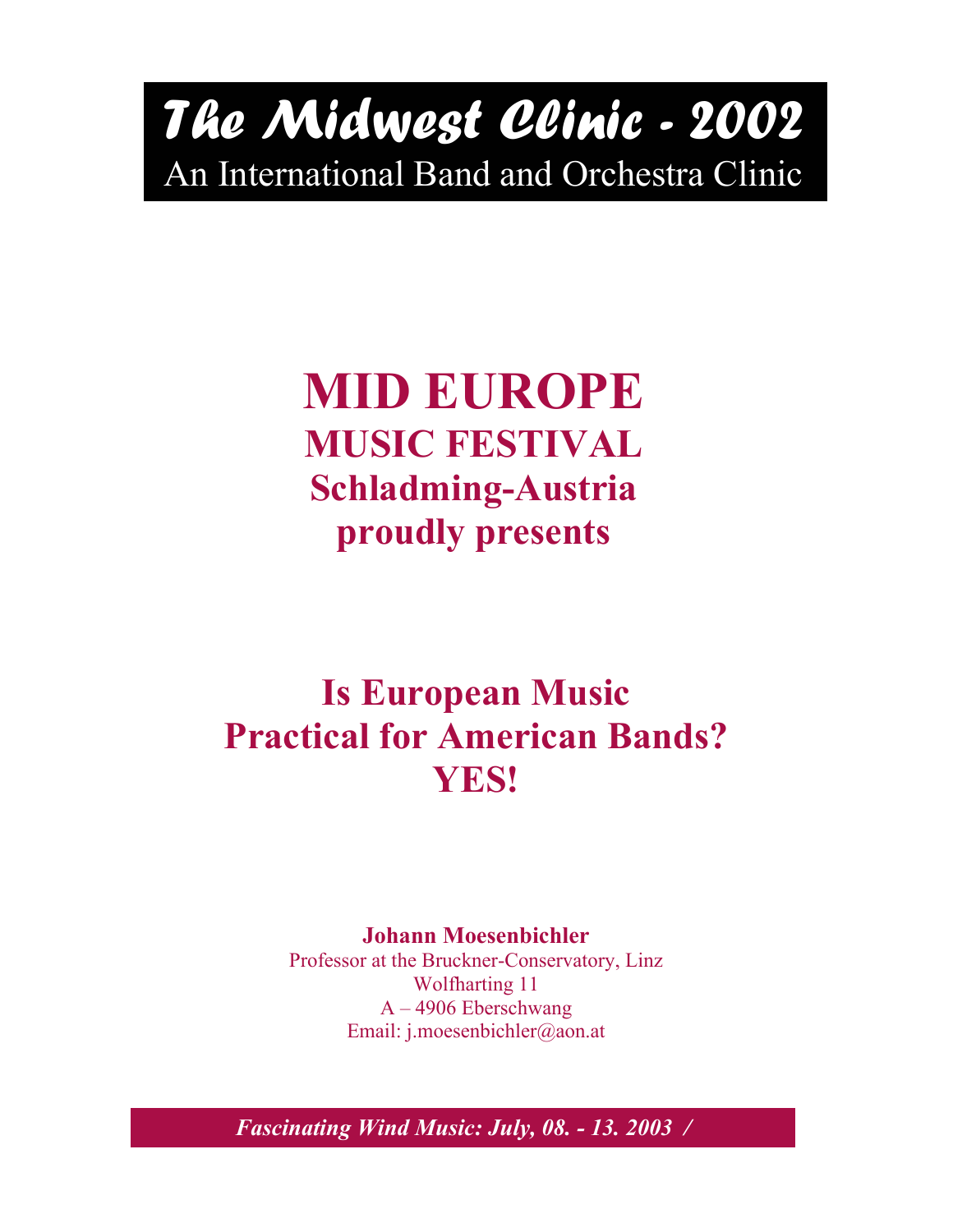# The Midwest Clinic - 2002

An International Band and Orchestra Clinic

# MID EUROPE

## MUSIC FESTIVAL

## Schladming-Austria

## proudly presents

# Is European Music Practical for American Bands? YES!

**Johann Moesenbichler**
Professor at the Bruckner-Conservatory, Linz
Wolfharting 11
A – 4906 Eberschwang
Email: j.moesenbichler@aon.at

***Fascinating Wind Music: July, 08. - 13. 2003 /***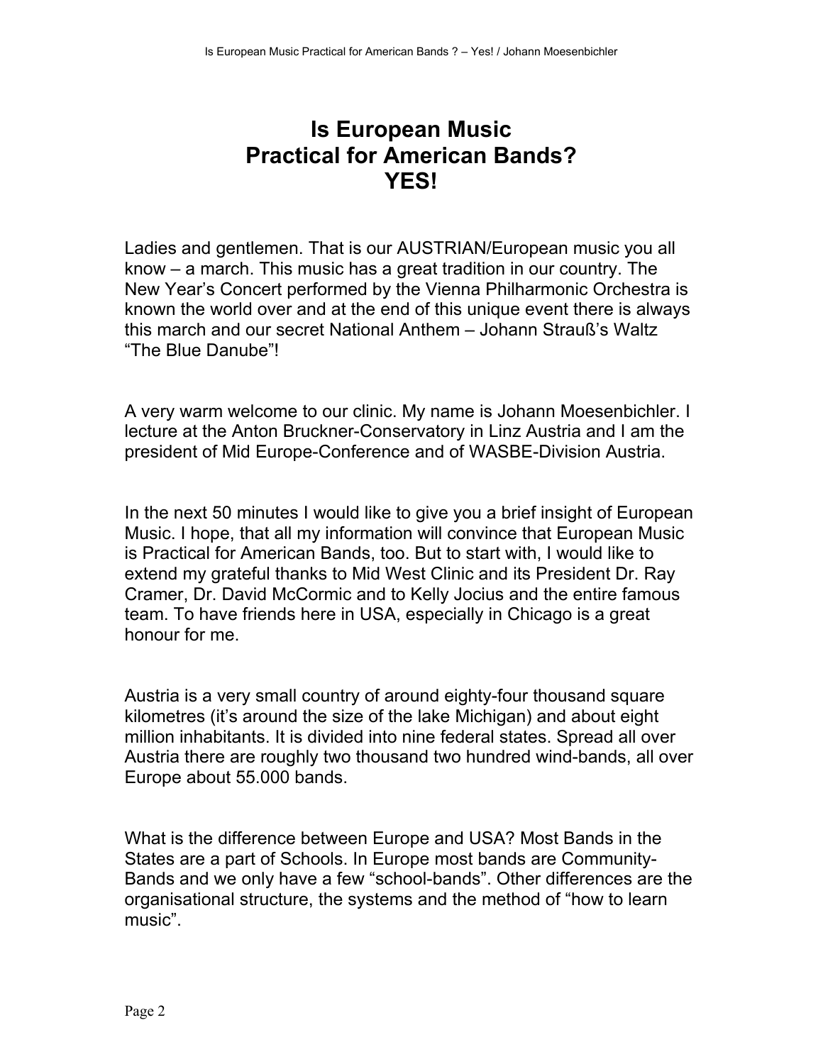# Is European Music Practical for American Bands? YES!

Ladies and gentlemen. That is our AUSTRIAN/European music you all know – a march. This music has a great tradition in our country. The New Year's Concert performed by the Vienna Philharmonic Orchestra is known the world over and at the end of this unique event there is always this march and our secret National Anthem – Johann Strauß's Waltz "The Blue Danube"!

A very warm welcome to our clinic. My name is Johann Moesenbichler. I lecture at the Anton Bruckner-Conservatory in Linz Austria and I am the president of Mid Europe-Conference and of WASBE-Division Austria.

In the next 50 minutes I would like to give you a brief insight of European Music. I hope, that all my information will convince that European Music is Practical for American Bands, too. But to start with, I would like to extend my grateful thanks to Mid West Clinic and its President Dr. Ray Cramer, Dr. David McCormic and to Kelly Jocius and the entire famous team. To have friends here in USA, especially in Chicago is a great honour for me.

Austria is a very small country of around eighty-four thousand square kilometres (it's around the size of the lake Michigan) and about eight million inhabitants. It is divided into nine federal states. Spread all over Austria there are roughly two thousand two hundred wind-bands, all over Europe about 55.000 bands.

What is the difference between Europe and USA? Most Bands in the States are a part of Schools. In Europe most bands are Community-Bands and we only have a few "school-bands". Other differences are the organisational structure, the systems and the method of "how to learn music".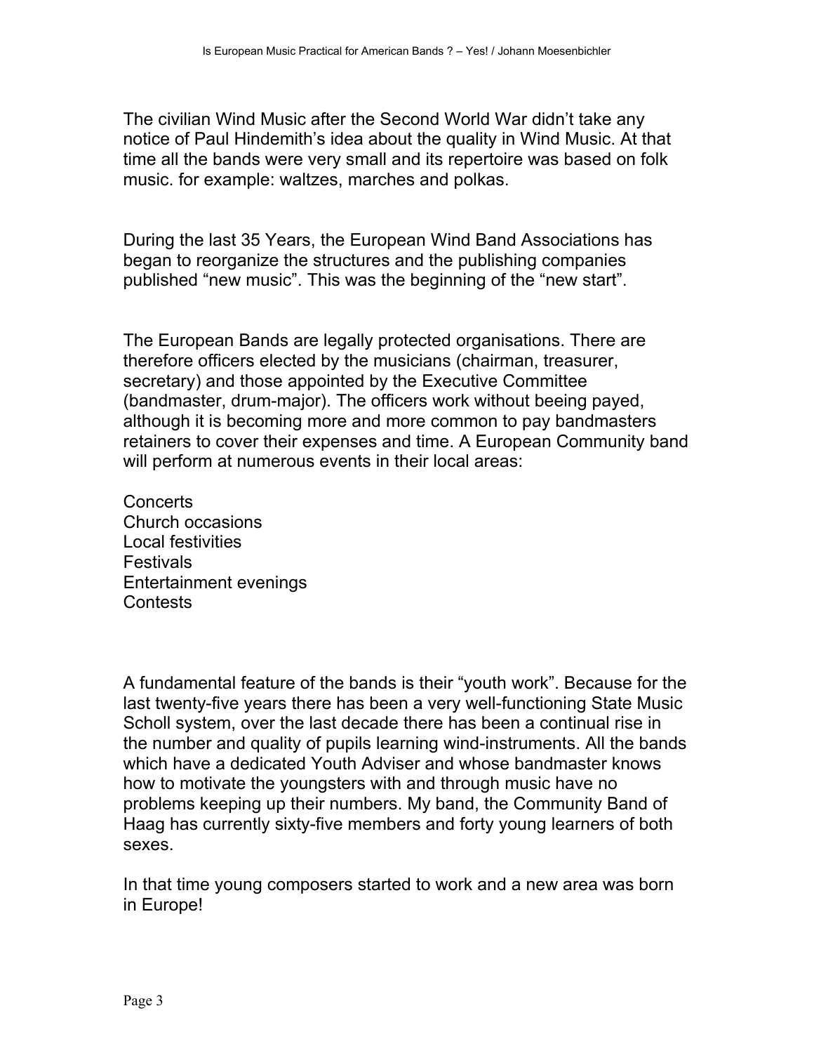The civilian Wind Music after the Second World War didn't take any notice of Paul Hindemith's idea about the quality in Wind Music. At that time all the bands were very small and its repertoire was based on folk music. for example: waltzes, marches and polkas.

During the last 35 Years, the European Wind Band Associations has began to reorganize the structures and the publishing companies published "new music". This was the beginning of the "new start".

The European Bands are legally protected organisations. There are therefore officers elected by the musicians (chairman, treasurer, secretary) and those appointed by the Executive Committee (bandmaster, drum-major). The officers work without beeing payed, although it is becoming more and more common to pay bandmasters retainers to cover their expenses and time. A European Community band will perform at numerous events in their local areas:

Concerts
Church occasions
Local festivities
Festivals
Entertainment evenings
Contests

A fundamental feature of the bands is their "youth work". Because for the last twenty-five years there has been a very well-functioning State Music Scholl system, over the last decade there has been a continual rise in the number and quality of pupils learning wind-instruments. All the bands which have a dedicated Youth Adviser and whose bandmaster knows how to motivate the youngsters with and through music have no problems keeping up their numbers. My band, the Community Band of Haag has currently sixty-five members and forty young learners of both sexes.

In that time young composers started to work and a new area was born in Europe!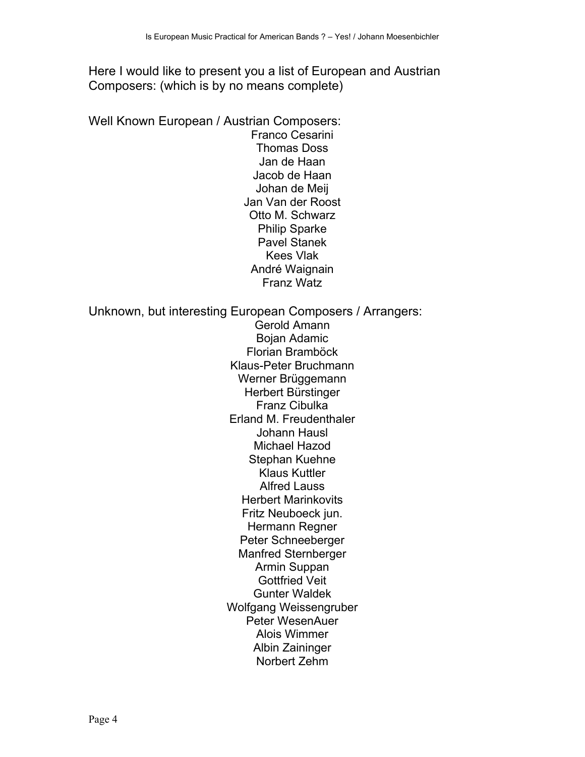Here I would like to present you a list of European and Austrian Composers: (which is by no means complete)

Well Known European / Austrian Composers:

Franco Cesarini
Thomas Doss
Jan de Haan
Jacob de Haan
Johan de Meij
Jan Van der Roost
Otto M. Schwarz
Philip Sparke
Pavel Stanek
Kees Vlak
André Waignain
Franz Watz

Unknown, but interesting European Composers / Arrangers:

Gerold Amann
Bojan Adamic
Florian Bramböck
Klaus-Peter Bruchmann
Werner Brüggemann
Herbert Bürstinger
Franz Cibulka
Erland M. Freudenthaler
Johann Hausl
Michael Hazod
Stephan Kuehne
Klaus Kuttler
Alfred Lauss
Herbert Marinkovits
Fritz Neuboeck jun.
Hermann Regner
Peter Schneeberger
Manfred Sternberger
Armin Suppan
Gottfried Veit
Gunter Waldek
Wolfgang Weissengruber
Peter WesenAuer
Alois Wimmer
Albin Zaininger
Norbert Zehm